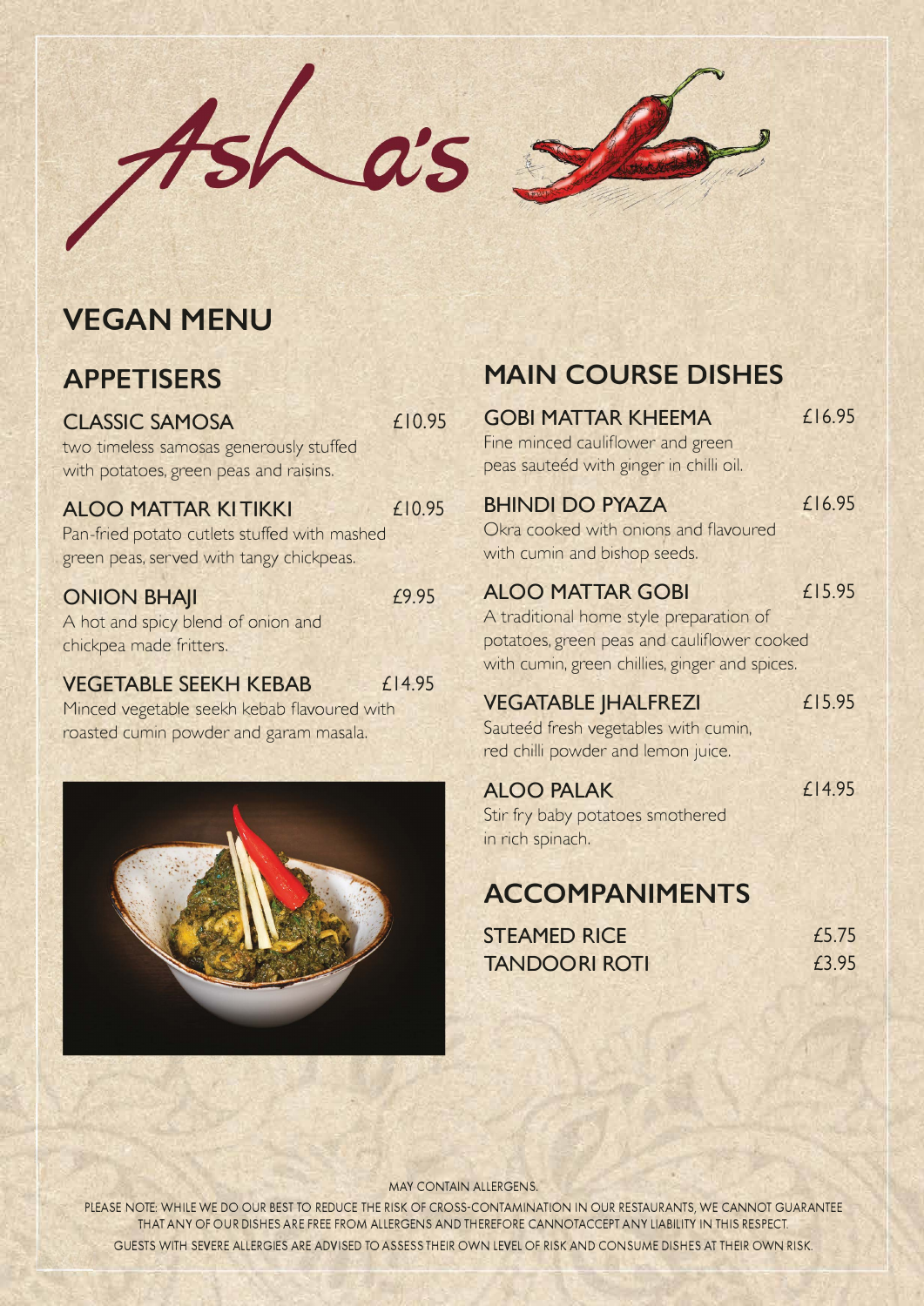# Asha's

## VEGAN MENU

## APPETISERS

### CLASSIC SAMOSA — £10.95

two timeless samosas generously stuffed with potatoes, green peas and raisins.

### ALOO MATTAR KI TIKKI — £10.95

Pan-fried potato cutlets stuffed with mashed green peas, served with tangy chickpeas.

### ONION BHAJI — £9.95

A hot and spicy blend of onion and chickpea made fritters.

### VEGETABLE SEEKH KEBAB — £14.95

Minced vegetable seekh kebab flavoured with roasted cumin powder and garam masala.

## MAIN COURSE DISHES

### GOBI MATTAR KHEEMA — £16.95

Fine minced cauliflower and green peas sauteéd with ginger in chilli oil.

### BHINDI DO PYAZA — £16.95

Okra cooked with onions and flavoured with cumin and bishop seeds.

### ALOO MATTAR GOBI — £15.95

A traditional home style preparation of potatoes, green peas and cauliflower cooked with cumin, green chillies, ginger and spices.

### VEGATABLE JHALFREZI — £15.95

Sauteéd fresh vegetables with cumin, red chilli powder and lemon juice.

### ALOO PALAK — £14.95

Stir fry baby potatoes smothered in rich spinach.

## ACCOMPANIMENTS

| | |
|---|---|
| STEAMED RICE | £5.75 |
| TANDOORI ROTI | £3.95 |

MAY CONTAIN ALLERGENS.

PLEASE NOTE: WHILE WE DO OUR BEST TO REDUCE THE RISK OF CROSS-CONTAMINATION IN OUR RESTAURANTS, WE CANNOT GUARANTEE THAT ANY OF OUR DISHES ARE FREE FROM ALLERGENS AND THEREFORE CANNOTACCEPT ANY LIABILITY IN THIS RESPECT.

GUESTS WITH SEVERE ALLERGIES ARE ADVISED TO ASSESS THEIR OWN LEVEL OF RISK AND CONSUME DISHES AT THEIR OWN RISK.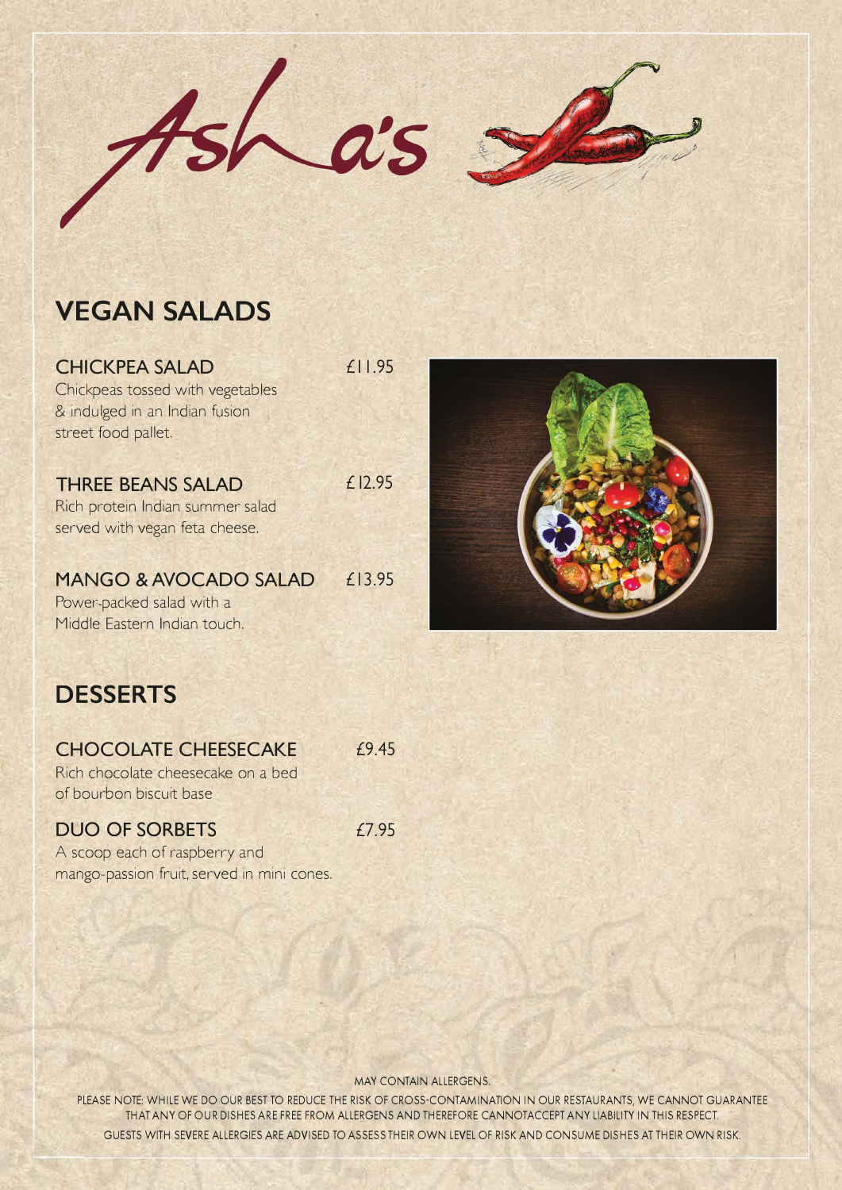# Asha's

## VEGAN SALADS

**CHICKPEA SALAD** £11.95
Chickpeas tossed with vegetables & indulged in an Indian fusion street food pallet.

**THREE BEANS SALAD** £12.95
Rich protein Indian summer salad served with vegan feta cheese.

**MANGO & AVOCADO SALAD** £13.95
Power-packed salad with a Middle Eastern Indian touch.

## DESSERTS

**CHOCOLATE CHEESECAKE** £9.45
Rich chocolate cheesecake on a bed of bourbon biscuit base

**DUO OF SORBETS** £7.95
A scoop each of raspberry and mango-passion fruit, served in mini cones.

MAY CONTAIN ALLERGENS.

PLEASE NOTE: WHILE WE DO OUR BEST TO REDUCE THE RISK OF CROSS-CONTAMINATION IN OUR RESTAURANTS, WE CANNOT GUARANTEE THAT ANY OF OUR DISHES ARE FREE FROM ALLERGENS AND THEREFORE CANNOTACCEPT ANY LIABILITY IN THIS RESPECT.

GUESTS WITH SEVERE ALLERGIES ARE ADVISED TO ASSESS THEIR OWN LEVEL OF RISK AND CONSUME DISHES AT THEIR OWN RISK.